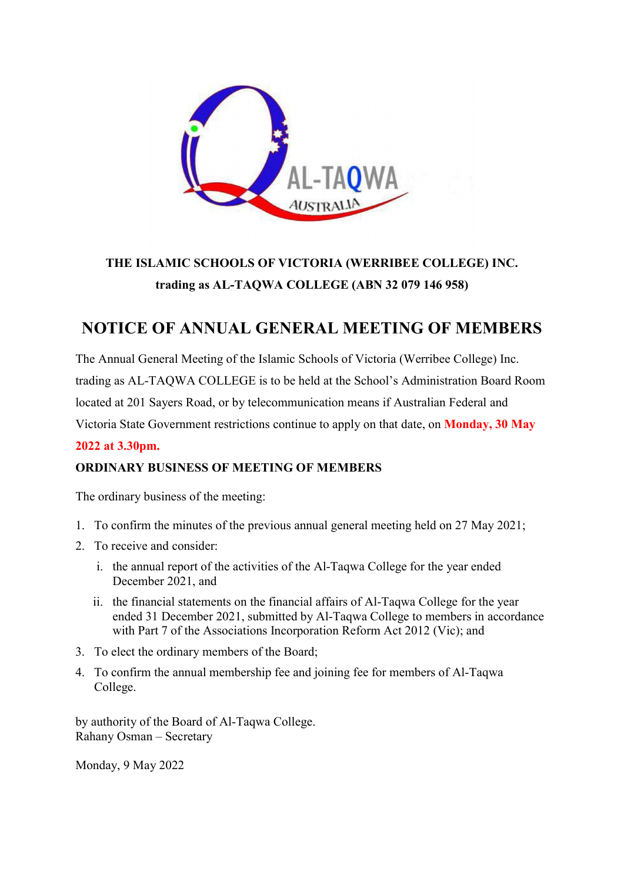**THE ISLAMIC SCHOOLS OF VICTORIA (WERRIBEE COLLEGE) INC.**
**trading as AL-TAQWA COLLEGE (ABN 32 079 146 958)**

# NOTICE OF ANNUAL GENERAL MEETING OF MEMBERS

The Annual General Meeting of the Islamic Schools of Victoria (Werribee College) Inc. trading as AL-TAQWA COLLEGE is to be held at the School's Administration Board Room located at 201 Sayers Road, or by telecommunication means if Australian Federal and Victoria State Government restrictions continue to apply on that date, on **Monday, 30 May 2022 at 3.30pm.**

**ORDINARY BUSINESS OF MEETING OF MEMBERS**

The ordinary business of the meeting:

1. To confirm the minutes of the previous annual general meeting held on 27 May 2021;
2. To receive and consider:
   i. the annual report of the activities of the Al-Taqwa College for the year ended December 2021, and
   ii. the financial statements on the financial affairs of Al-Taqwa College for the year ended 31 December 2021, submitted by Al-Taqwa College to members in accordance with Part 7 of the Associations Incorporation Reform Act 2012 (Vic); and
3. To elect the ordinary members of the Board;
4. To confirm the annual membership fee and joining fee for members of Al-Taqwa College.

by authority of the Board of Al-Taqwa College.
Rahany Osman – Secretary

Monday, 9 May 2022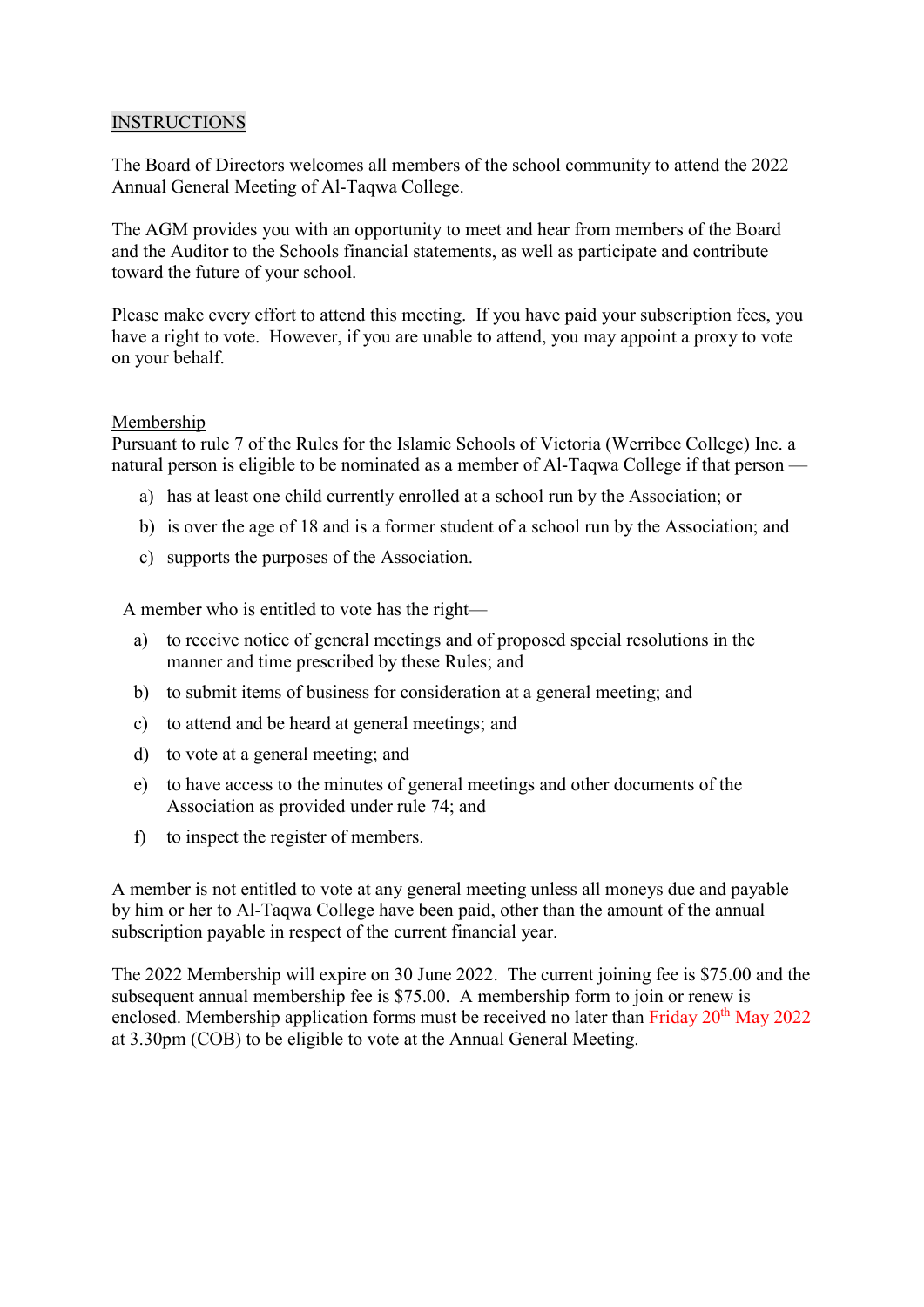## INSTRUCTIONS

The Board of Directors welcomes all members of the school community to attend the 2022 Annual General Meeting of Al-Taqwa College.

The AGM provides you with an opportunity to meet and hear from members of the Board and the Auditor to the Schools financial statements, as well as participate and contribute toward the future of your school.

Please make every effort to attend this meeting. If you have paid your subscription fees, you have a right to vote. However, if you are unable to attend, you may appoint a proxy to vote on your behalf.

### Membership

Pursuant to rule 7 of the Rules for the Islamic Schools of Victoria (Werribee College) Inc. a natural person is eligible to be nominated as a member of Al-Taqwa College if that person —

a) has at least one child currently enrolled at a school run by the Association; or

b) is over the age of 18 and is a former student of a school run by the Association; and

c) supports the purposes of the Association.

A member who is entitled to vote has the right—

a) to receive notice of general meetings and of proposed special resolutions in the manner and time prescribed by these Rules; and

b) to submit items of business for consideration at a general meeting; and

c) to attend and be heard at general meetings; and

d) to vote at a general meeting; and

e) to have access to the minutes of general meetings and other documents of the Association as provided under rule 74; and

f) to inspect the register of members.

A member is not entitled to vote at any general meeting unless all moneys due and payable by him or her to Al-Taqwa College have been paid, other than the amount of the annual subscription payable in respect of the current financial year.

The 2022 Membership will expire on 30 June 2022. The current joining fee is $75.00 and the subsequent annual membership fee is $75.00. A membership form to join or renew is enclosed. Membership application forms must be received no later than Friday 20th May 2022 at 3.30pm (COB) to be eligible to vote at the Annual General Meeting.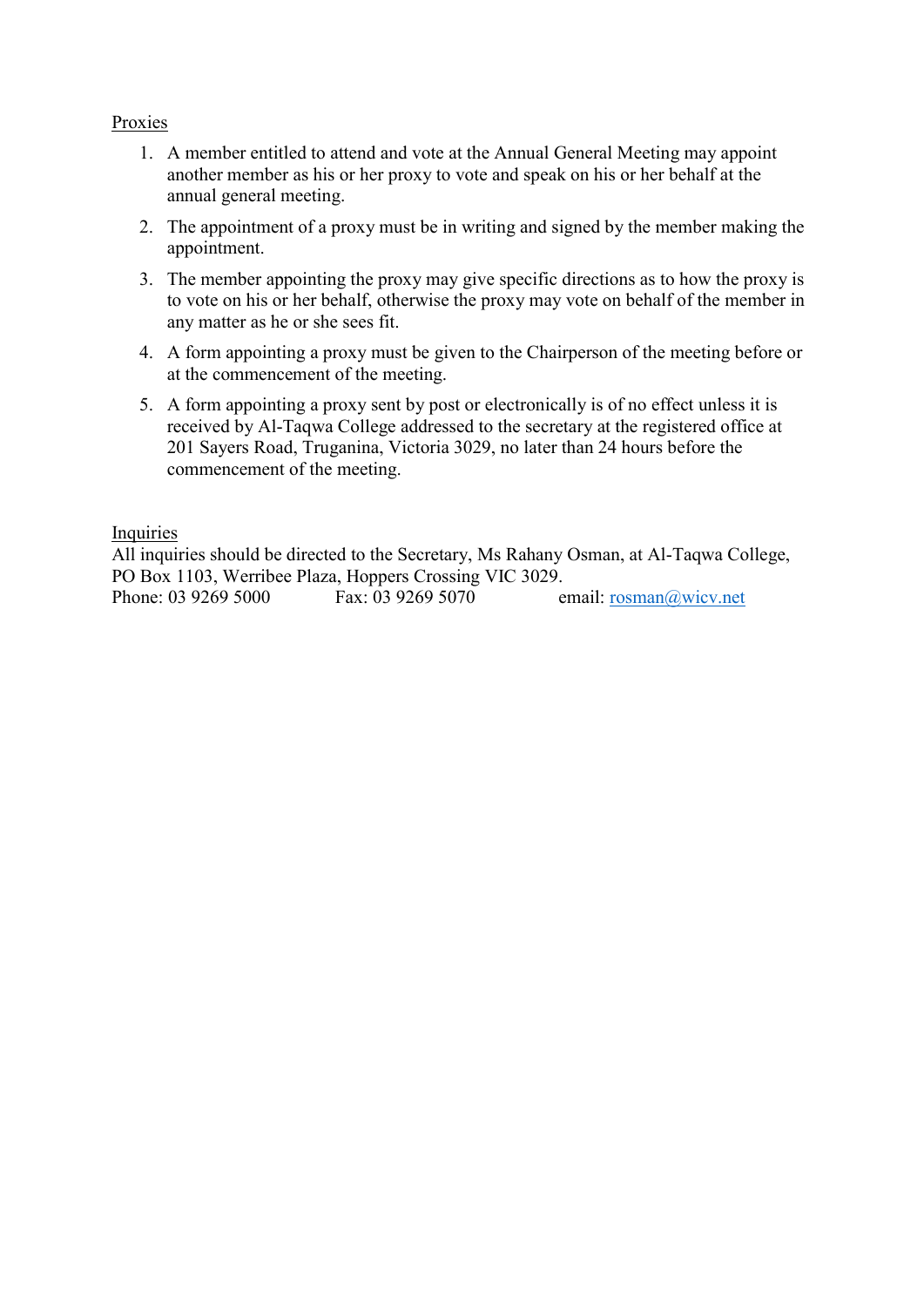Proxies

1. A member entitled to attend and vote at the Annual General Meeting may appoint another member as his or her proxy to vote and speak on his or her behalf at the annual general meeting.
2. The appointment of a proxy must be in writing and signed by the member making the appointment.
3. The member appointing the proxy may give specific directions as to how the proxy is to vote on his or her behalf, otherwise the proxy may vote on behalf of the member in any matter as he or she sees fit.
4. A form appointing a proxy must be given to the Chairperson of the meeting before or at the commencement of the meeting.
5. A form appointing a proxy sent by post or electronically is of no effect unless it is received by Al-Taqwa College addressed to the secretary at the registered office at 201 Sayers Road, Truganina, Victoria 3029, no later than 24 hours before the commencement of the meeting.

Inquiries

All inquiries should be directed to the Secretary, Ms Rahany Osman, at Al-Taqwa College, PO Box 1103, Werribee Plaza, Hoppers Crossing VIC 3029.
Phone: 03 9269 5000 Fax: 03 9269 5070 email: rosman@wicv.net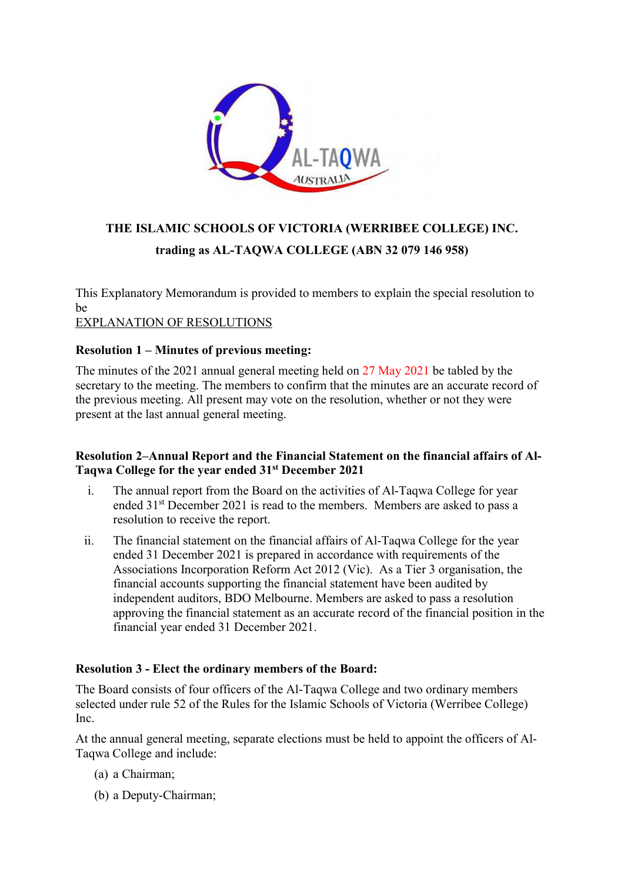**THE ISLAMIC SCHOOLS OF VICTORIA (WERRIBEE COLLEGE) INC.**

**trading as AL-TAQWA COLLEGE (ABN 32 079 146 958)**

This Explanatory Memorandum is provided to members to explain the special resolution to be

EXPLANATION OF RESOLUTIONS

**Resolution 1 – Minutes of previous meeting:**

The minutes of the 2021 annual general meeting held on 27 May 2021 be tabled by the secretary to the meeting. The members to confirm that the minutes are an accurate record of the previous meeting. All present may vote on the resolution, whether or not they were present at the last annual general meeting.

**Resolution 2–Annual Report and the Financial Statement on the financial affairs of Al-Taqwa College for the year ended 31st December 2021**

i. The annual report from the Board on the activities of Al-Taqwa College for year ended 31st December 2021 is read to the members. Members are asked to pass a resolution to receive the report.

ii. The financial statement on the financial affairs of Al-Taqwa College for the year ended 31 December 2021 is prepared in accordance with requirements of the Associations Incorporation Reform Act 2012 (Vic). As a Tier 3 organisation, the financial accounts supporting the financial statement have been audited by independent auditors, BDO Melbourne. Members are asked to pass a resolution approving the financial statement as an accurate record of the financial position in the financial year ended 31 December 2021.

**Resolution 3 - Elect the ordinary members of the Board:**

The Board consists of four officers of the Al-Taqwa College and two ordinary members selected under rule 52 of the Rules for the Islamic Schools of Victoria (Werribee College) Inc.

At the annual general meeting, separate elections must be held to appoint the officers of Al-Taqwa College and include:

(a) a Chairman;

(b) a Deputy-Chairman;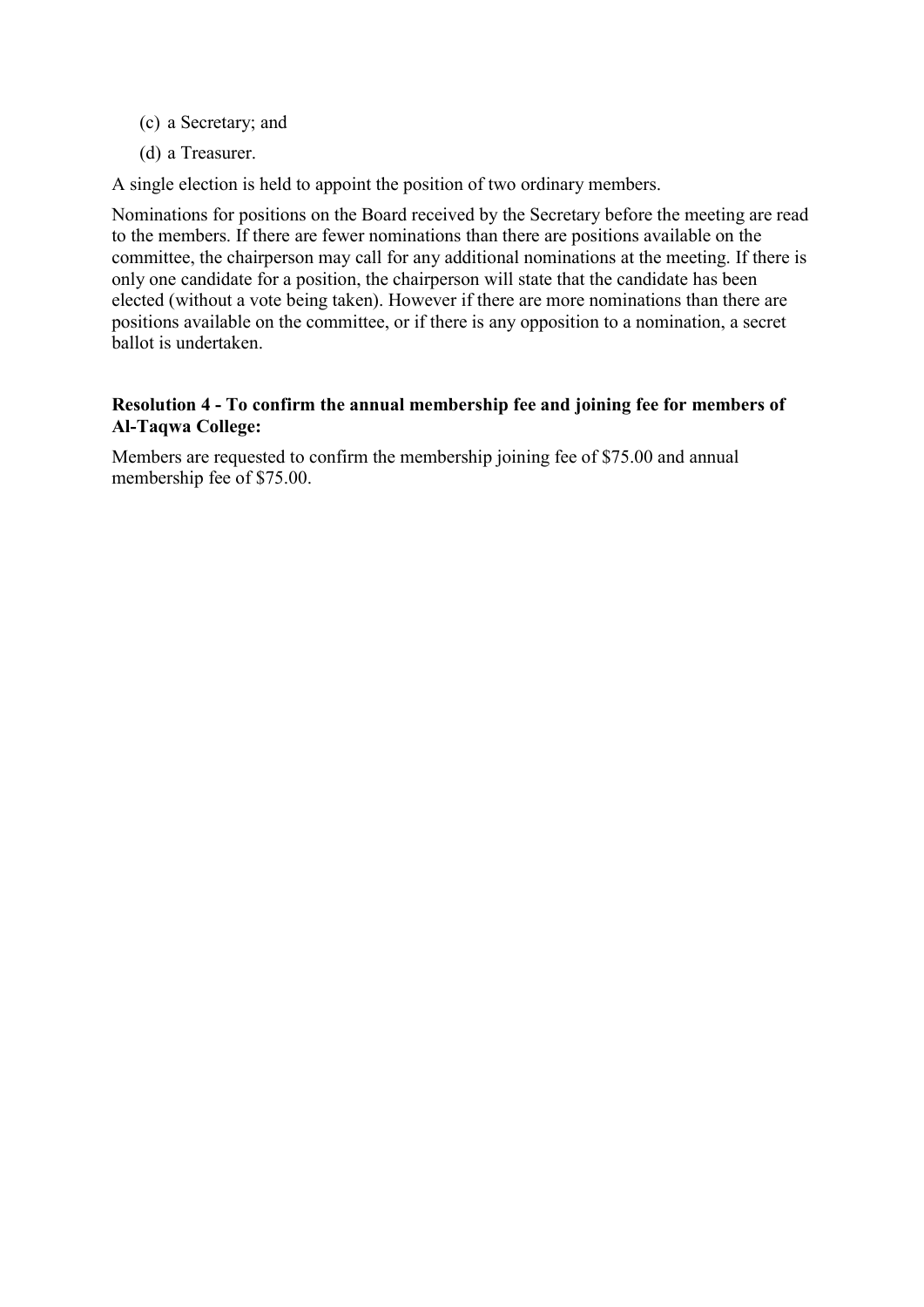(c) a Secretary; and

(d) a Treasurer.

A single election is held to appoint the position of two ordinary members.

Nominations for positions on the Board received by the Secretary before the meeting are read to the members. If there are fewer nominations than there are positions available on the committee, the chairperson may call for any additional nominations at the meeting. If there is only one candidate for a position, the chairperson will state that the candidate has been elected (without a vote being taken). However if there are more nominations than there are positions available on the committee, or if there is any opposition to a nomination, a secret ballot is undertaken.

**Resolution 4 - To confirm the annual membership fee and joining fee for members of Al-Taqwa College:**

Members are requested to confirm the membership joining fee of $75.00 and annual membership fee of $75.00.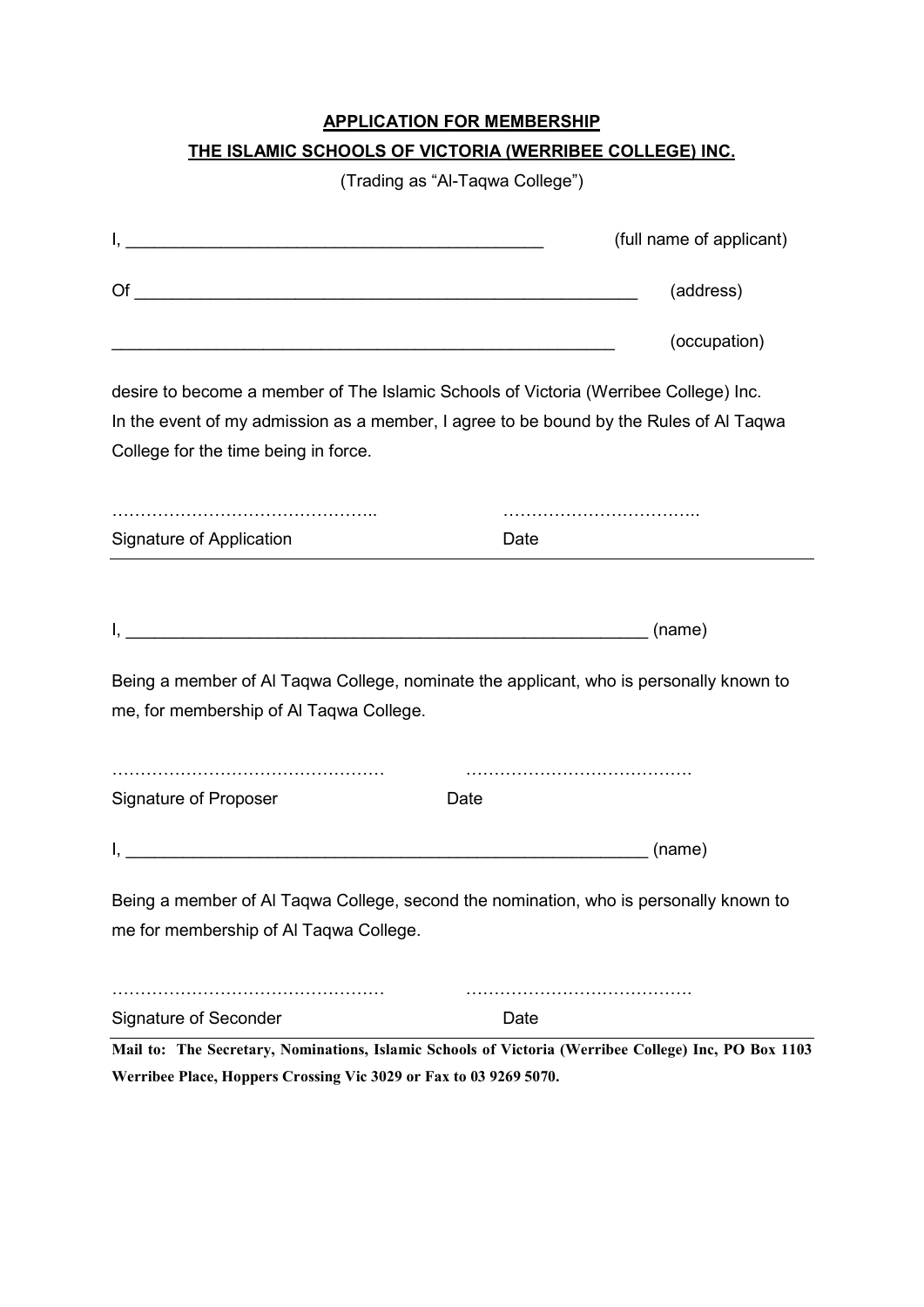**APPLICATION FOR MEMBERSHIP**

**THE ISLAMIC SCHOOLS OF VICTORIA (WERRIBEE COLLEGE) INC.**

(Trading as "Al-Taqwa College")

I, _____________________________________________ (full name of applicant)

Of ______________________________________________________ (address)

______________________________________________________ (occupation)

desire to become a member of The Islamic Schools of Victoria (Werribee College) Inc.
In the event of my admission as a member, I agree to be bound by the Rules of Al Taqwa College for the time being in force.

……………………………………….. ……………………………..

Signature of Application Date

---

I, _______________________________________________________ (name)

Being a member of Al Taqwa College, nominate the applicant, who is personally known to me, for membership of Al Taqwa College.

………………………………………… ………………………………….

Signature of Proposer Date

I, _______________________________________________________ (name)

Being a member of Al Taqwa College, second the nomination, who is personally known to me for membership of Al Taqwa College.

………………………………………… ………………………………….

Signature of Seconder Date

---

**Mail to: The Secretary, Nominations, Islamic Schools of Victoria (Werribee College) Inc, PO Box 1103 Werribee Place, Hoppers Crossing Vic 3029 or Fax to 03 9269 5070.**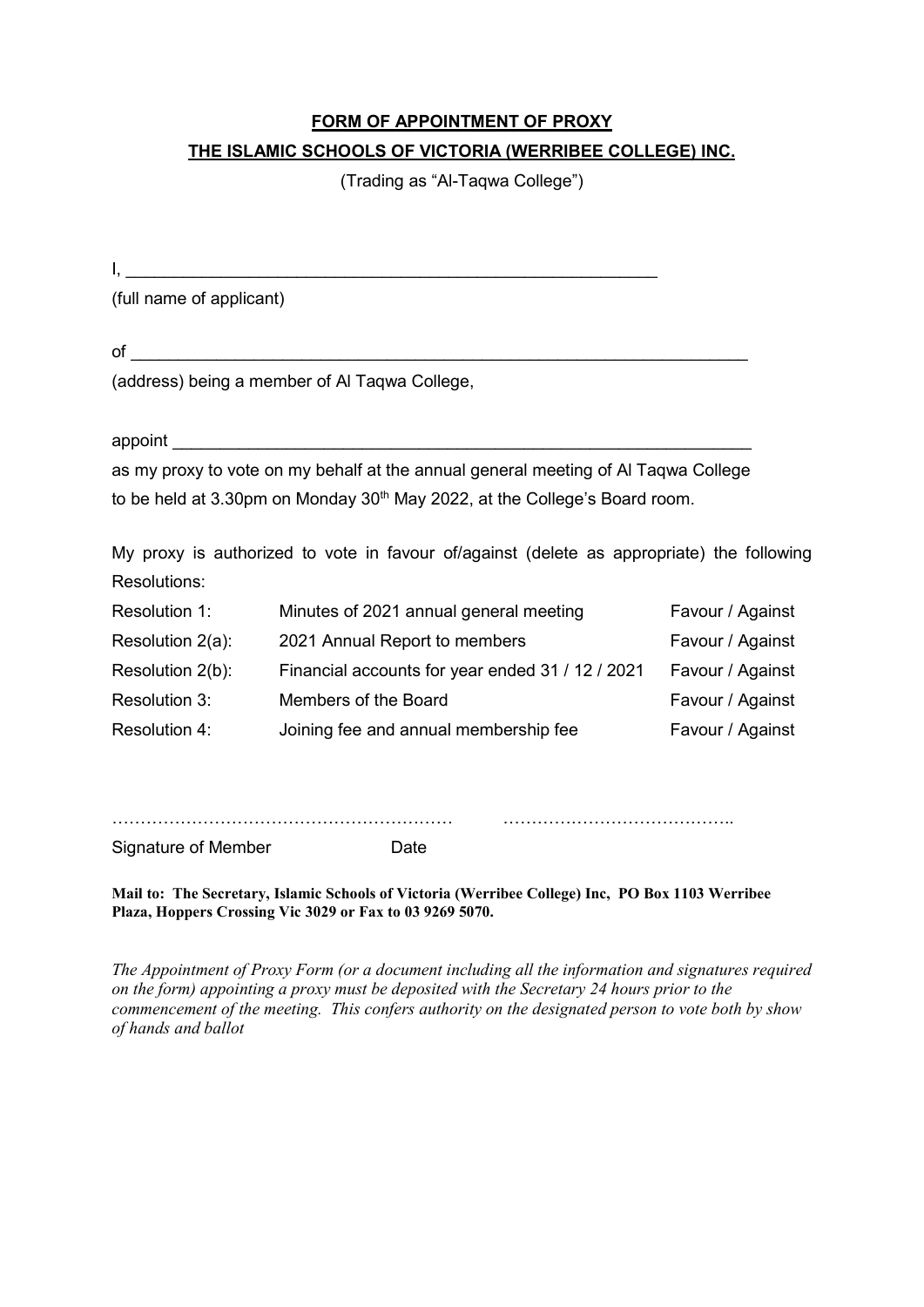**FORM OF APPOINTMENT OF PROXY**

**THE ISLAMIC SCHOOLS OF VICTORIA (WERRIBEE COLLEGE) INC.**

(Trading as "Al-Taqwa College")

I, ___________________________________________________________

(full name of applicant)

of ____________________________________________________________________

(address) being a member of Al Taqwa College,

appoint _______________________________________________________________

as my proxy to vote on my behalf at the annual general meeting of Al Taqwa College to be held at 3.30pm on Monday 30th May 2022, at the College's Board room.

My proxy is authorized to vote in favour of/against (delete as appropriate) the following Resolutions:

| | | |
|---|---|---|
| Resolution 1: | Minutes of 2021 annual general meeting | Favour / Against |
| Resolution 2(a): | 2021 Annual Report to members | Favour / Against |
| Resolution 2(b): | Financial accounts for year ended 31 / 12 / 2021 | Favour / Against |
| Resolution 3: | Members of the Board | Favour / Against |
| Resolution 4: | Joining fee and annual membership fee | Favour / Against |

………………………………………………… …………………………………..

Signature of Member Date

**Mail to: The Secretary, Islamic Schools of Victoria (Werribee College) Inc, PO Box 1103 Werribee Plaza, Hoppers Crossing Vic 3029 or Fax to 03 9269 5070.**

*The Appointment of Proxy Form (or a document including all the information and signatures required on the form) appointing a proxy must be deposited with the Secretary 24 hours prior to the commencement of the meeting. This confers authority on the designated person to vote both by show of hands and ballot*